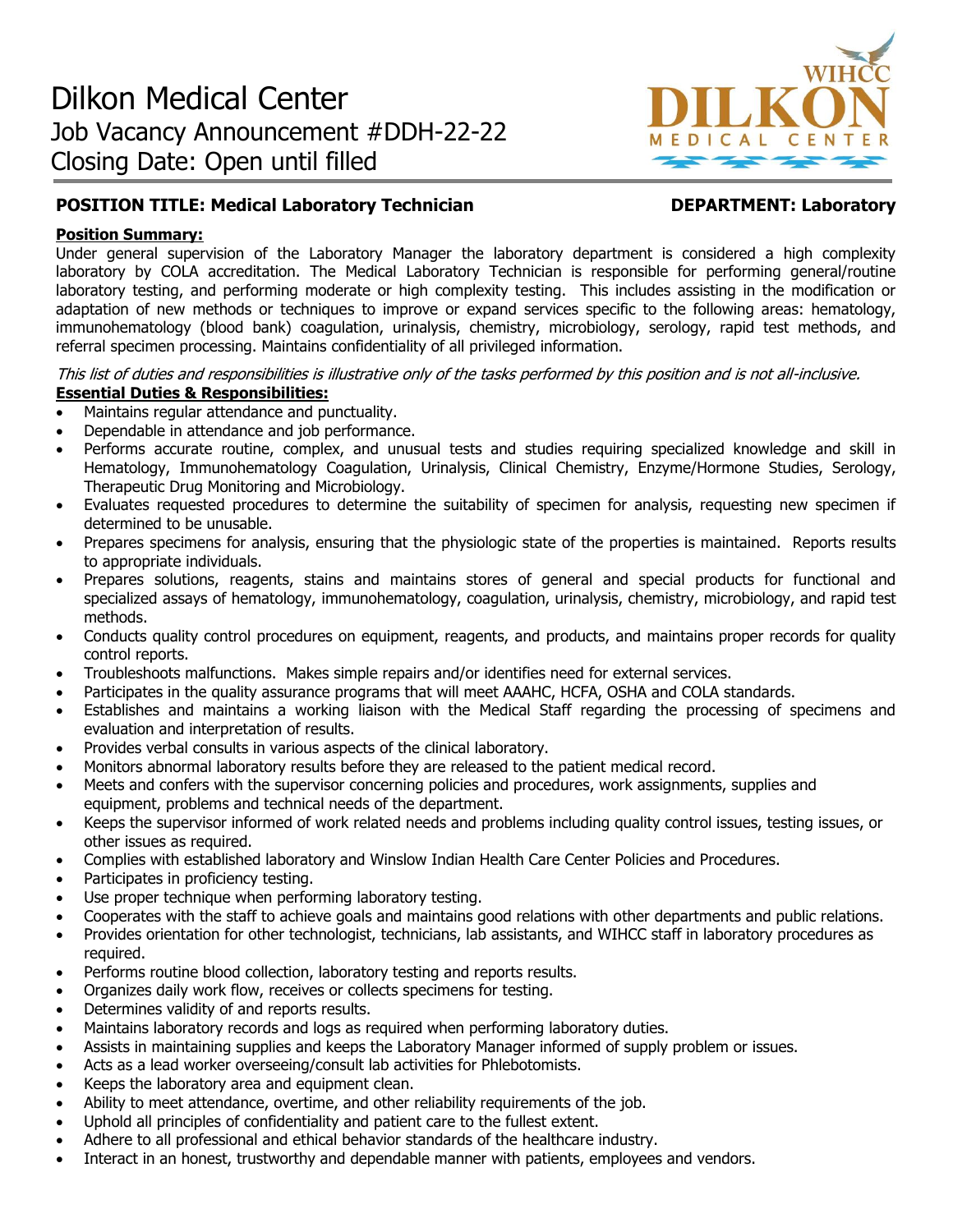# Dilkon Medical Center

## Job Vacancy Announcement #DDH-22-22

## Closing Date: Open until filled

**POSITION TITLE: Medical Laboratory Technician** **DEPARTMENT: Laboratory**

**Position Summary:**

Under general supervision of the Laboratory Manager the laboratory department is considered a high complexity laboratory by COLA accreditation. The Medical Laboratory Technician is responsible for performing general/routine laboratory testing, and performing moderate or high complexity testing. This includes assisting in the modification or adaptation of new methods or techniques to improve or expand services specific to the following areas: hematology, immunohematology (blood bank) coagulation, urinalysis, chemistry, microbiology, serology, rapid test methods, and referral specimen processing. Maintains confidentiality of all privileged information.

*This list of duties and responsibilities is illustrative only of the tasks performed by this position and is not all-inclusive.*

**Essential Duties & Responsibilities:**

- Maintains regular attendance and punctuality.
- Dependable in attendance and job performance.
- Performs accurate routine, complex, and unusual tests and studies requiring specialized knowledge and skill in Hematology, Immunohematology Coagulation, Urinalysis, Clinical Chemistry, Enzyme/Hormone Studies, Serology, Therapeutic Drug Monitoring and Microbiology.
- Evaluates requested procedures to determine the suitability of specimen for analysis, requesting new specimen if determined to be unusable.
- Prepares specimens for analysis, ensuring that the physiologic state of the properties is maintained. Reports results to appropriate individuals.
- Prepares solutions, reagents, stains and maintains stores of general and special products for functional and specialized assays of hematology, immunohematology, coagulation, urinalysis, chemistry, microbiology, and rapid test methods.
- Conducts quality control procedures on equipment, reagents, and products, and maintains proper records for quality control reports.
- Troubleshoots malfunctions. Makes simple repairs and/or identifies need for external services.
- Participates in the quality assurance programs that will meet AAAHC, HCFA, OSHA and COLA standards.
- Establishes and maintains a working liaison with the Medical Staff regarding the processing of specimens and evaluation and interpretation of results.
- Provides verbal consults in various aspects of the clinical laboratory.
- Monitors abnormal laboratory results before they are released to the patient medical record.
- Meets and confers with the supervisor concerning policies and procedures, work assignments, supplies and equipment, problems and technical needs of the department.
- Keeps the supervisor informed of work related needs and problems including quality control issues, testing issues, or other issues as required.
- Complies with established laboratory and Winslow Indian Health Care Center Policies and Procedures.
- Participates in proficiency testing.
- Use proper technique when performing laboratory testing.
- Cooperates with the staff to achieve goals and maintains good relations with other departments and public relations.
- Provides orientation for other technologist, technicians, lab assistants, and WIHCC staff in laboratory procedures as required.
- Performs routine blood collection, laboratory testing and reports results.
- Organizes daily work flow, receives or collects specimens for testing.
- Determines validity of and reports results.
- Maintains laboratory records and logs as required when performing laboratory duties.
- Assists in maintaining supplies and keeps the Laboratory Manager informed of supply problem or issues.
- Acts as a lead worker overseeing/consult lab activities for Phlebotomists.
- Keeps the laboratory area and equipment clean.
- Ability to meet attendance, overtime, and other reliability requirements of the job.
- Uphold all principles of confidentiality and patient care to the fullest extent.
- Adhere to all professional and ethical behavior standards of the healthcare industry.
- Interact in an honest, trustworthy and dependable manner with patients, employees and vendors.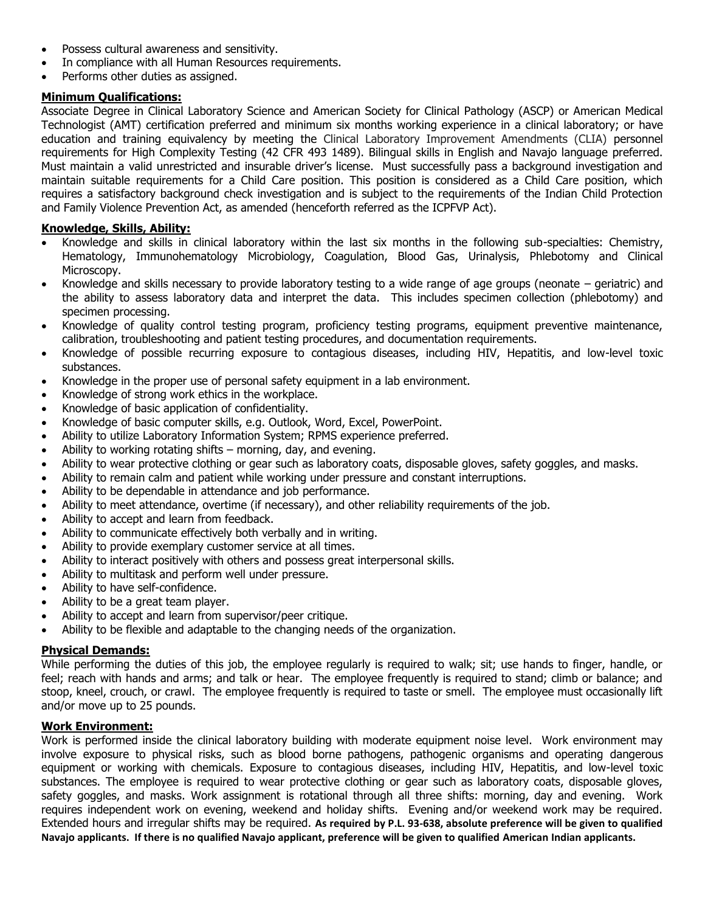- Possess cultural awareness and sensitivity.
- In compliance with all Human Resources requirements.
- Performs other duties as assigned.

## Minimum Qualifications:

Associate Degree in Clinical Laboratory Science and American Society for Clinical Pathology (ASCP) or American Medical Technologist (AMT) certification preferred and minimum six months working experience in a clinical laboratory; or have education and training equivalency by meeting the Clinical Laboratory Improvement Amendments (CLIA) personnel requirements for High Complexity Testing (42 CFR 493 1489). Bilingual skills in English and Navajo language preferred. Must maintain a valid unrestricted and insurable driver's license. Must successfully pass a background investigation and maintain suitable requirements for a Child Care position. This position is considered as a Child Care position, which requires a satisfactory background check investigation and is subject to the requirements of the Indian Child Protection and Family Violence Prevention Act, as amended (henceforth referred as the ICPFVP Act).

## Knowledge, Skills, Ability:

- Knowledge and skills in clinical laboratory within the last six months in the following sub-specialties: Chemistry, Hematology, Immunohematology Microbiology, Coagulation, Blood Gas, Urinalysis, Phlebotomy and Clinical Microscopy.
- Knowledge and skills necessary to provide laboratory testing to a wide range of age groups (neonate – geriatric) and the ability to assess laboratory data and interpret the data. This includes specimen collection (phlebotomy) and specimen processing.
- Knowledge of quality control testing program, proficiency testing programs, equipment preventive maintenance, calibration, troubleshooting and patient testing procedures, and documentation requirements.
- Knowledge of possible recurring exposure to contagious diseases, including HIV, Hepatitis, and low-level toxic substances.
- Knowledge in the proper use of personal safety equipment in a lab environment.
- Knowledge of strong work ethics in the workplace.
- Knowledge of basic application of confidentiality.
- Knowledge of basic computer skills, e.g. Outlook, Word, Excel, PowerPoint.
- Ability to utilize Laboratory Information System; RPMS experience preferred.
- Ability to working rotating shifts – morning, day, and evening.
- Ability to wear protective clothing or gear such as laboratory coats, disposable gloves, safety goggles, and masks.
- Ability to remain calm and patient while working under pressure and constant interruptions.
- Ability to be dependable in attendance and job performance.
- Ability to meet attendance, overtime (if necessary), and other reliability requirements of the job.
- Ability to accept and learn from feedback.
- Ability to communicate effectively both verbally and in writing.
- Ability to provide exemplary customer service at all times.
- Ability to interact positively with others and possess great interpersonal skills.
- Ability to multitask and perform well under pressure.
- Ability to have self-confidence.
- Ability to be a great team player.
- Ability to accept and learn from supervisor/peer critique.
- Ability to be flexible and adaptable to the changing needs of the organization.

## Physical Demands:

While performing the duties of this job, the employee regularly is required to walk; sit; use hands to finger, handle, or feel; reach with hands and arms; and talk or hear. The employee frequently is required to stand; climb or balance; and stoop, kneel, crouch, or crawl. The employee frequently is required to taste or smell. The employee must occasionally lift and/or move up to 25 pounds.

## Work Environment:

Work is performed inside the clinical laboratory building with moderate equipment noise level. Work environment may involve exposure to physical risks, such as blood borne pathogens, pathogenic organisms and operating dangerous equipment or working with chemicals. Exposure to contagious diseases, including HIV, Hepatitis, and low-level toxic substances. The employee is required to wear protective clothing or gear such as laboratory coats, disposable gloves, safety goggles, and masks. Work assignment is rotational through all three shifts: morning, day and evening. Work requires independent work on evening, weekend and holiday shifts. Evening and/or weekend work may be required. Extended hours and irregular shifts may be required. **As required by P.L. 93-638, absolute preference will be given to qualified Navajo applicants. If there is no qualified Navajo applicant, preference will be given to qualified American Indian applicants.**